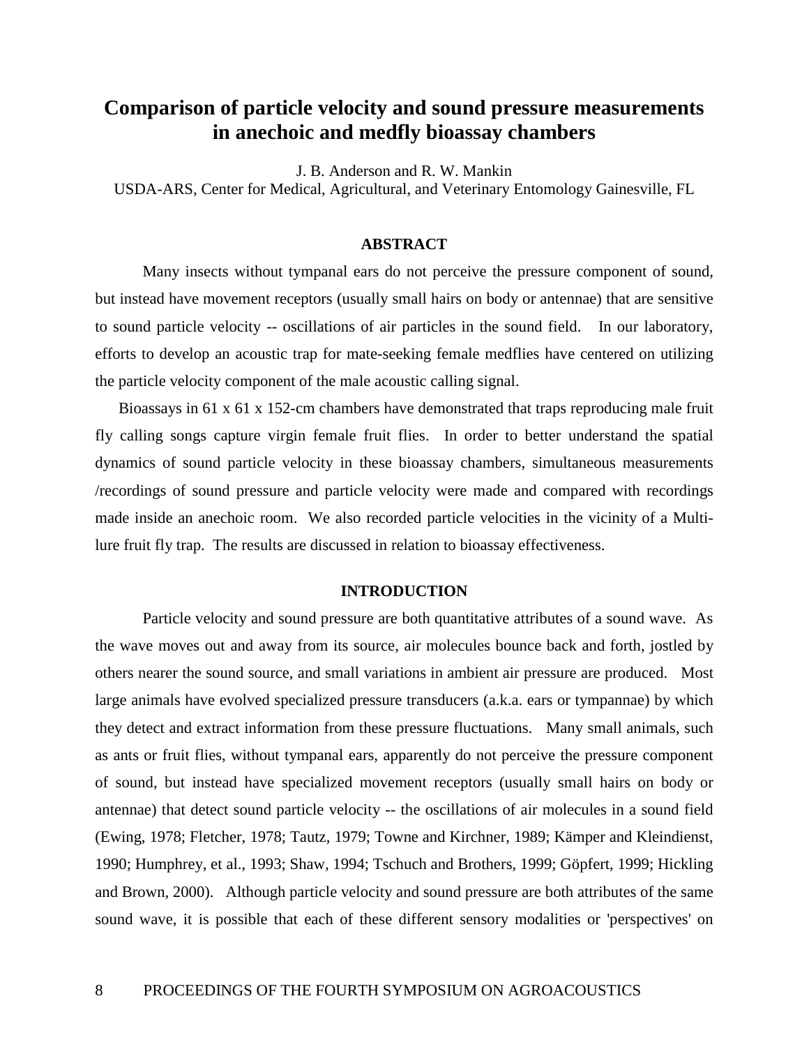# Comparison of particle velocity and sound pressure measurements in anechoic and medfly bioassay chambers

J. B. Anderson and R. W. Mankin

USDA-ARS, Center for Medical, Agricultural, and Veterinary Entomology Gainesville, FL

## ABSTRACT

Many insects without tympanal ears do not perceive the pressure component of sound, but instead have movement receptors (usually small hairs on body or antennae) that are sensitive to sound particle velocity -- oscillations of air particles in the sound field. In our laboratory, efforts to develop an acoustic trap for mate-seeking female medflies have centered on utilizing the particle velocity component of the male acoustic calling signal.

Bioassays in 61 x 61 x 152-cm chambers have demonstrated that traps reproducing male fruit fly calling songs capture virgin female fruit flies. In order to better understand the spatial dynamics of sound particle velocity in these bioassay chambers, simultaneous measurements /recordings of sound pressure and particle velocity were made and compared with recordings made inside an anechoic room. We also recorded particle velocities in the vicinity of a Multi-lure fruit fly trap. The results are discussed in relation to bioassay effectiveness.

## INTRODUCTION

Particle velocity and sound pressure are both quantitative attributes of a sound wave. As the wave moves out and away from its source, air molecules bounce back and forth, jostled by others nearer the sound source, and small variations in ambient air pressure are produced. Most large animals have evolved specialized pressure transducers (a.k.a. ears or tympannae) by which they detect and extract information from these pressure fluctuations. Many small animals, such as ants or fruit flies, without tympanal ears, apparently do not perceive the pressure component of sound, but instead have specialized movement receptors (usually small hairs on body or antennae) that detect sound particle velocity -- the oscillations of air molecules in a sound field (Ewing, 1978; Fletcher, 1978; Tautz, 1979; Towne and Kirchner, 1989; Kämper and Kleindienst, 1990; Humphrey, et al., 1993; Shaw, 1994; Tschuch and Brothers, 1999; Göpfert, 1999; Hickling and Brown, 2000). Although particle velocity and sound pressure are both attributes of the same sound wave, it is possible that each of these different sensory modalities or 'perspectives' on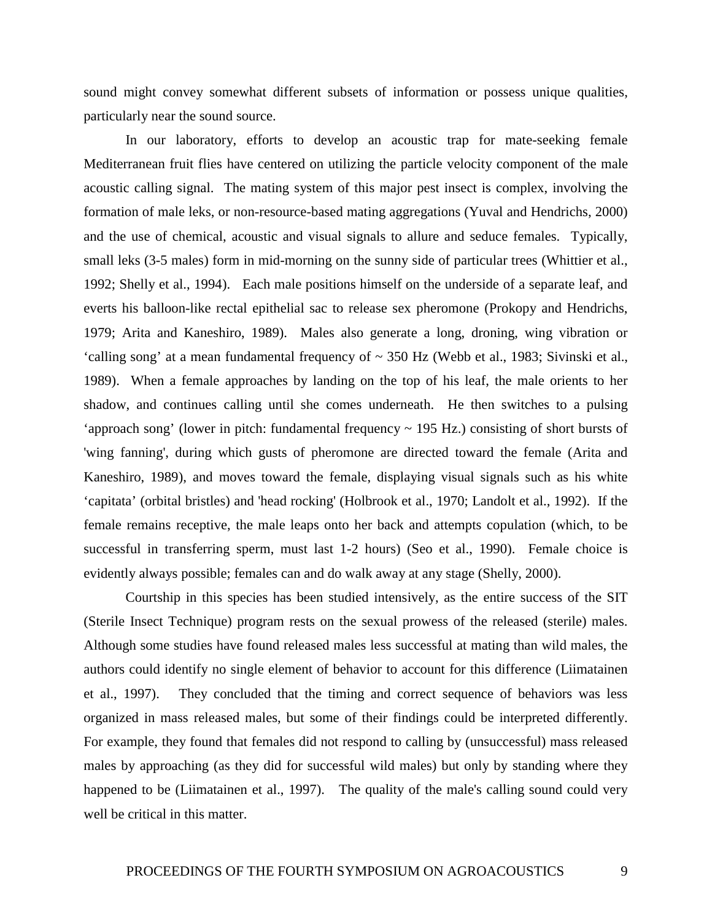sound might convey somewhat different subsets of information or possess unique qualities, particularly near the sound source.

In our laboratory, efforts to develop an acoustic trap for mate-seeking female Mediterranean fruit flies have centered on utilizing the particle velocity component of the male acoustic calling signal. The mating system of this major pest insect is complex, involving the formation of male leks, or non-resource-based mating aggregations (Yuval and Hendrichs, 2000) and the use of chemical, acoustic and visual signals to allure and seduce females. Typically, small leks (3-5 males) form in mid-morning on the sunny side of particular trees (Whittier et al., 1992; Shelly et al., 1994). Each male positions himself on the underside of a separate leaf, and everts his balloon-like rectal epithelial sac to release sex pheromone (Prokopy and Hendrichs, 1979; Arita and Kaneshiro, 1989). Males also generate a long, droning, wing vibration or 'calling song' at a mean fundamental frequency of ~ 350 Hz (Webb et al., 1983; Sivinski et al., 1989). When a female approaches by landing on the top of his leaf, the male orients to her shadow, and continues calling until she comes underneath. He then switches to a pulsing 'approach song' (lower in pitch: fundamental frequency ~ 195 Hz.) consisting of short bursts of 'wing fanning', during which gusts of pheromone are directed toward the female (Arita and Kaneshiro, 1989), and moves toward the female, displaying visual signals such as his white 'capitata' (orbital bristles) and 'head rocking' (Holbrook et al., 1970; Landolt et al., 1992). If the female remains receptive, the male leaps onto her back and attempts copulation (which, to be successful in transferring sperm, must last 1-2 hours) (Seo et al., 1990). Female choice is evidently always possible; females can and do walk away at any stage (Shelly, 2000).

Courtship in this species has been studied intensively, as the entire success of the SIT (Sterile Insect Technique) program rests on the sexual prowess of the released (sterile) males. Although some studies have found released males less successful at mating than wild males, the authors could identify no single element of behavior to account for this difference (Liimatainen et al., 1997). They concluded that the timing and correct sequence of behaviors was less organized in mass released males, but some of their findings could be interpreted differently. For example, they found that females did not respond to calling by (unsuccessful) mass released males by approaching (as they did for successful wild males) but only by standing where they happened to be (Liimatainen et al., 1997). The quality of the male's calling sound could very well be critical in this matter.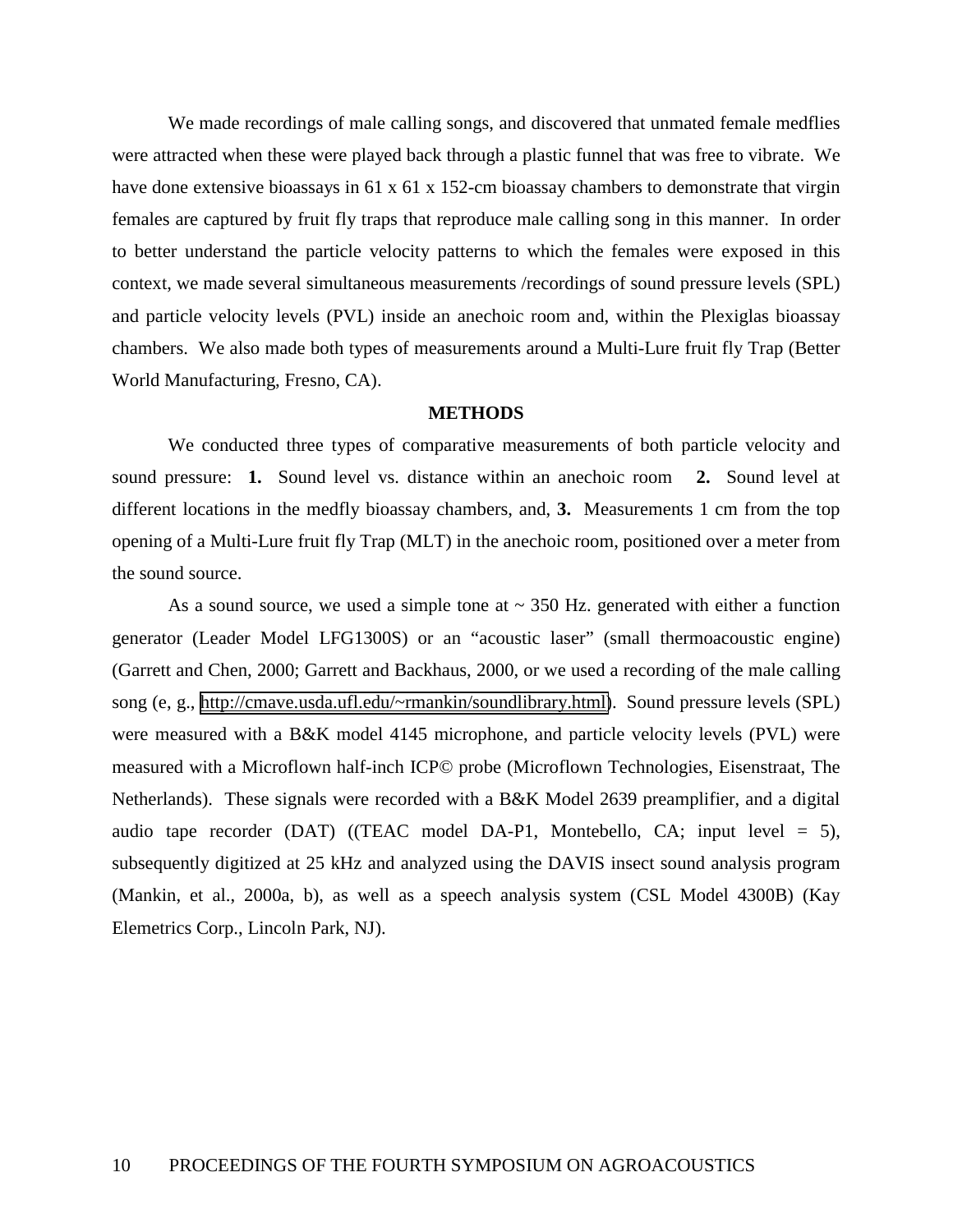We made recordings of male calling songs, and discovered that unmated female medflies were attracted when these were played back through a plastic funnel that was free to vibrate. We have done extensive bioassays in 61 x 61 x 152-cm bioassay chambers to demonstrate that virgin females are captured by fruit fly traps that reproduce male calling song in this manner. In order to better understand the particle velocity patterns to which the females were exposed in this context, we made several simultaneous measurements /recordings of sound pressure levels (SPL) and particle velocity levels (PVL) inside an anechoic room and, within the Plexiglas bioassay chambers. We also made both types of measurements around a Multi-Lure fruit fly Trap (Better World Manufacturing, Fresno, CA).

## METHODS

We conducted three types of comparative measurements of both particle velocity and sound pressure: **1.** Sound level vs. distance within an anechoic room **2.** Sound level at different locations in the medfly bioassay chambers, and, **3.** Measurements 1 cm from the top opening of a Multi-Lure fruit fly Trap (MLT) in the anechoic room, positioned over a meter from the sound source.

As a sound source, we used a simple tone at ~ 350 Hz. generated with either a function generator (Leader Model LFG1300S) or an "acoustic laser" (small thermoacoustic engine) (Garrett and Chen, 2000; Garrett and Backhaus, 2000, or we used a recording of the male calling song (e, g., http://cmave.usda.ufl.edu/~rmankin/soundlibrary.html). Sound pressure levels (SPL) were measured with a B&K model 4145 microphone, and particle velocity levels (PVL) were measured with a Microflown half-inch ICP© probe (Microflown Technologies, Eisenstraat, The Netherlands). These signals were recorded with a B&K Model 2639 preamplifier, and a digital audio tape recorder (DAT) ((TEAC model DA-P1, Montebello, CA; input level = 5), subsequently digitized at 25 kHz and analyzed using the DAVIS insect sound analysis program (Mankin, et al., 2000a, b), as well as a speech analysis system (CSL Model 4300B) (Kay Elemetrics Corp., Lincoln Park, NJ).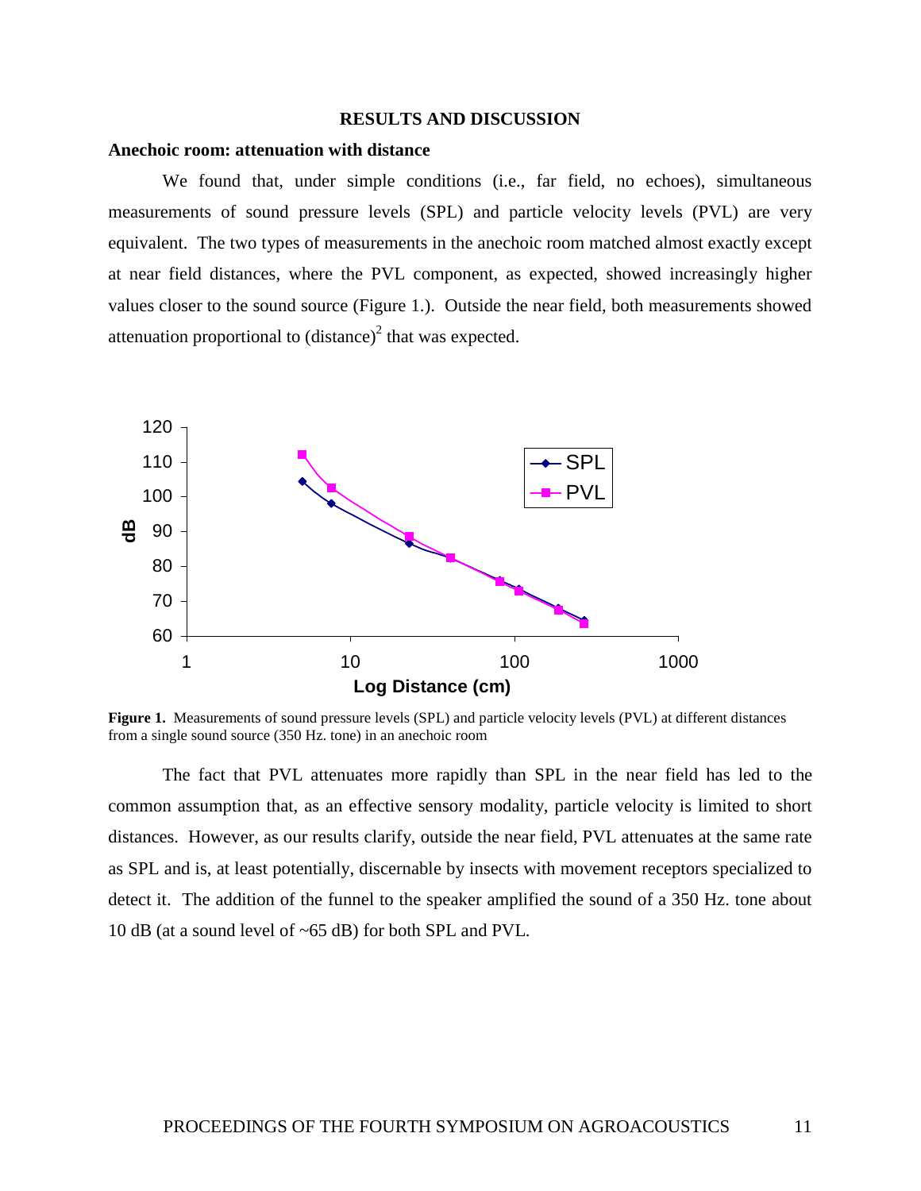## RESULTS AND DISCUSSION

### Anechoic room: attenuation with distance

We found that, under simple conditions (i.e., far field, no echoes), simultaneous measurements of sound pressure levels (SPL) and particle velocity levels (PVL) are very equivalent. The two types of measurements in the anechoic room matched almost exactly except at near field distances, where the PVL component, as expected, showed increasingly higher values closer to the sound source (Figure 1.). Outside the near field, both measurements showed attenuation proportional to $(\text{distance})^2$ that was expected.

**Figure 1.** Measurements of sound pressure levels (SPL) and particle velocity levels (PVL) at different distances from a single sound source (350 Hz. tone) in an anechoic room

The fact that PVL attenuates more rapidly than SPL in the near field has led to the common assumption that, as an effective sensory modality, particle velocity is limited to short distances. However, as our results clarify, outside the near field, PVL attenuates at the same rate as SPL and is, at least potentially, discernable by insects with movement receptors specialized to detect it. The addition of the funnel to the speaker amplified the sound of a 350 Hz. tone about 10 dB (at a sound level of ~65 dB) for both SPL and PVL.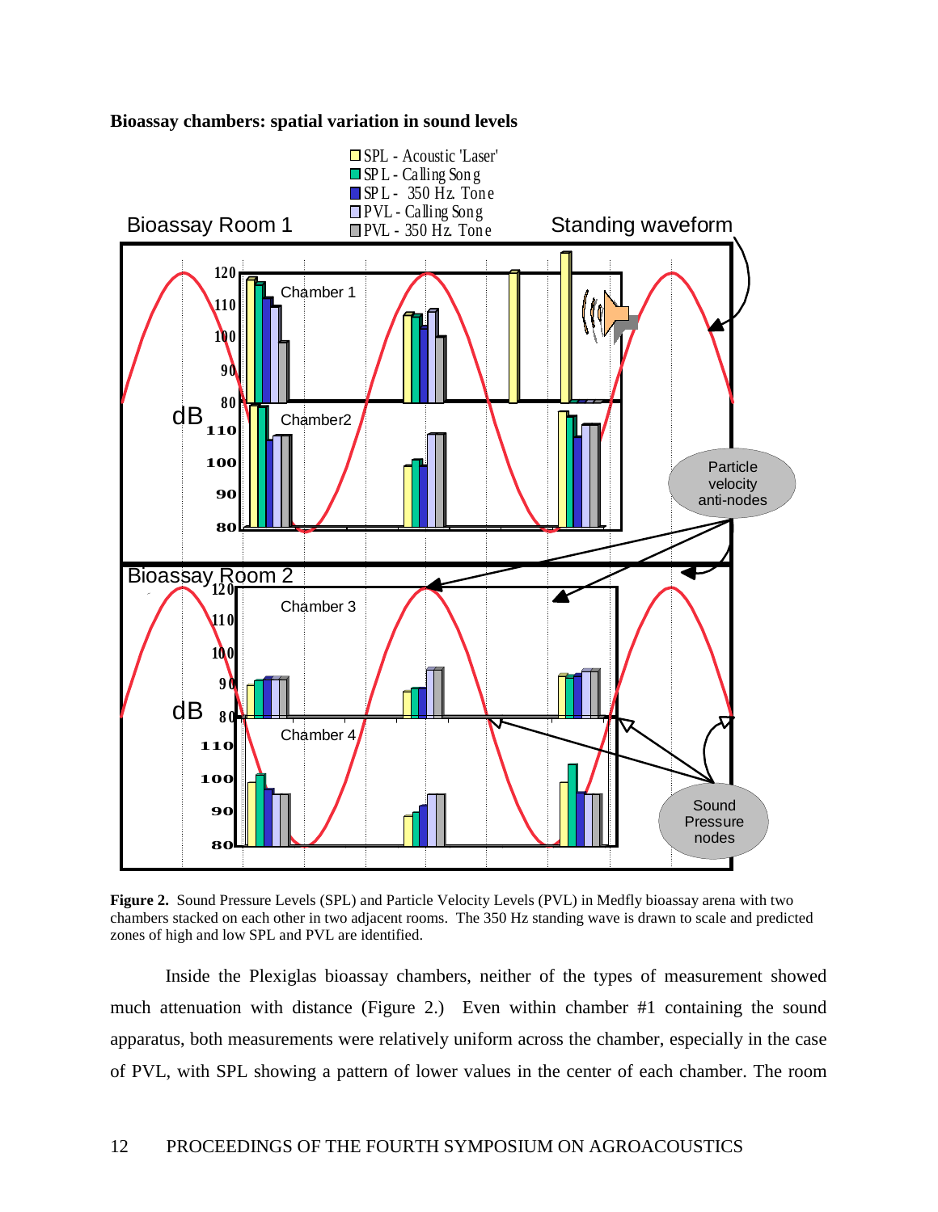**Bioassay chambers: spatial variation in sound levels**

**Figure 2.** Sound Pressure Levels (SPL) and Particle Velocity Levels (PVL) in Medfly bioassay arena with two chambers stacked on each other in two adjacent rooms. The 350 Hz standing wave is drawn to scale and predicted zones of high and low SPL and PVL are identified.

Inside the Plexiglas bioassay chambers, neither of the types of measurement showed much attenuation with distance (Figure 2.) Even within chamber #1 containing the sound apparatus, both measurements were relatively uniform across the chamber, especially in the case of PVL, with SPL showing a pattern of lower values in the center of each chamber. The room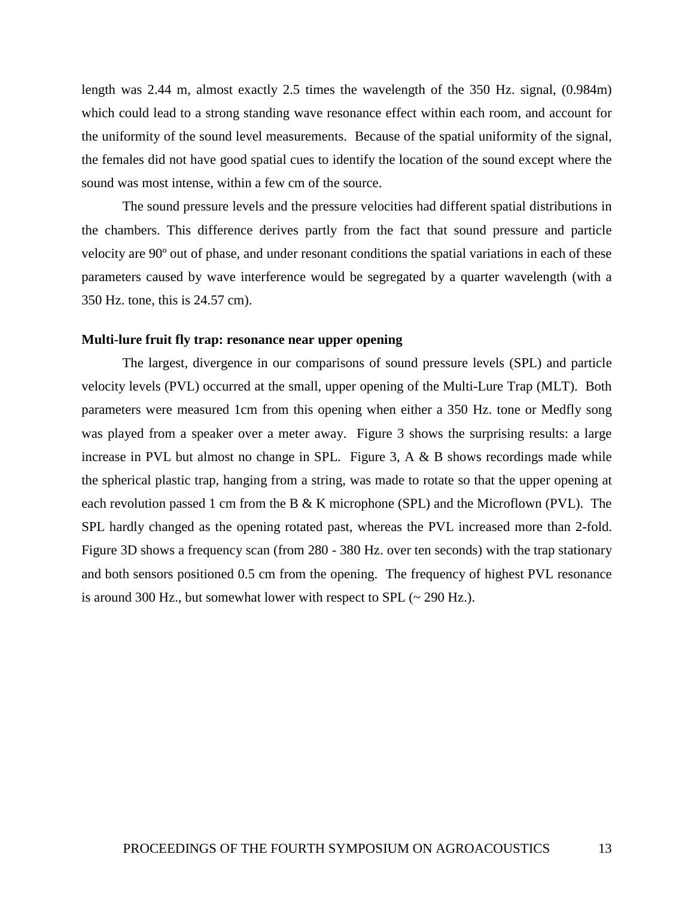length was 2.44 m, almost exactly 2.5 times the wavelength of the 350 Hz. signal, (0.984m) which could lead to a strong standing wave resonance effect within each room, and account for the uniformity of the sound level measurements. Because of the spatial uniformity of the signal, the females did not have good spatial cues to identify the location of the sound except where the sound was most intense, within a few cm of the source.

The sound pressure levels and the pressure velocities had different spatial distributions in the chambers. This difference derives partly from the fact that sound pressure and particle velocity are 90º out of phase, and under resonant conditions the spatial variations in each of these parameters caused by wave interference would be segregated by a quarter wavelength (with a 350 Hz. tone, this is 24.57 cm).

**Multi-lure fruit fly trap: resonance near upper opening**

The largest, divergence in our comparisons of sound pressure levels (SPL) and particle velocity levels (PVL) occurred at the small, upper opening of the Multi-Lure Trap (MLT). Both parameters were measured 1cm from this opening when either a 350 Hz. tone or Medfly song was played from a speaker over a meter away. Figure 3 shows the surprising results: a large increase in PVL but almost no change in SPL. Figure 3, A & B shows recordings made while the spherical plastic trap, hanging from a string, was made to rotate so that the upper opening at each revolution passed 1 cm from the B & K microphone (SPL) and the Microflown (PVL). The SPL hardly changed as the opening rotated past, whereas the PVL increased more than 2-fold. Figure 3D shows a frequency scan (from 280 - 380 Hz. over ten seconds) with the trap stationary and both sensors positioned 0.5 cm from the opening. The frequency of highest PVL resonance is around 300 Hz., but somewhat lower with respect to SPL (~ 290 Hz.).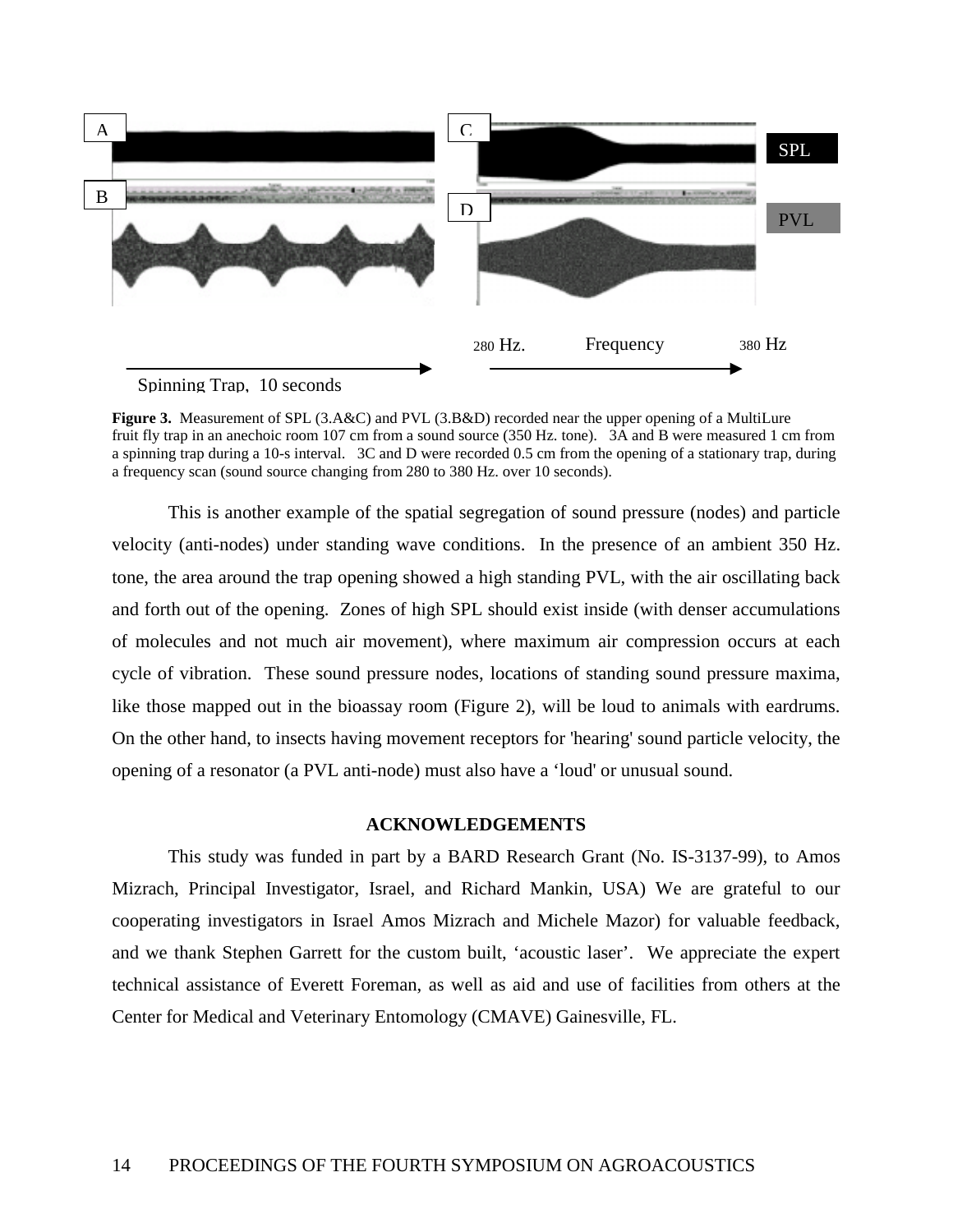**Figure 3.** Measurement of SPL (3.A&C) and PVL (3.B&D) recorded near the upper opening of a MultiLure fruit fly trap in an anechoic room 107 cm from a sound source (350 Hz. tone). 3A and B were measured 1 cm from a spinning trap during a 10-s interval. 3C and D were recorded 0.5 cm from the opening of a stationary trap, during a frequency scan (sound source changing from 280 to 380 Hz. over 10 seconds).

This is another example of the spatial segregation of sound pressure (nodes) and particle velocity (anti-nodes) under standing wave conditions. In the presence of an ambient 350 Hz. tone, the area around the trap opening showed a high standing PVL, with the air oscillating back and forth out of the opening. Zones of high SPL should exist inside (with denser accumulations of molecules and not much air movement), where maximum air compression occurs at each cycle of vibration. These sound pressure nodes, locations of standing sound pressure maxima, like those mapped out in the bioassay room (Figure 2), will be loud to animals with eardrums. On the other hand, to insects having movement receptors for 'hearing' sound particle velocity, the opening of a resonator (a PVL anti-node) must also have a 'loud' or unusual sound.

## ACKNOWLEDGEMENTS

This study was funded in part by a BARD Research Grant (No. IS-3137-99), to Amos Mizrach, Principal Investigator, Israel, and Richard Mankin, USA) We are grateful to our cooperating investigators in Israel Amos Mizrach and Michele Mazor) for valuable feedback, and we thank Stephen Garrett for the custom built, 'acoustic laser'. We appreciate the expert technical assistance of Everett Foreman, as well as aid and use of facilities from others at the Center for Medical and Veterinary Entomology (CMAVE) Gainesville, FL.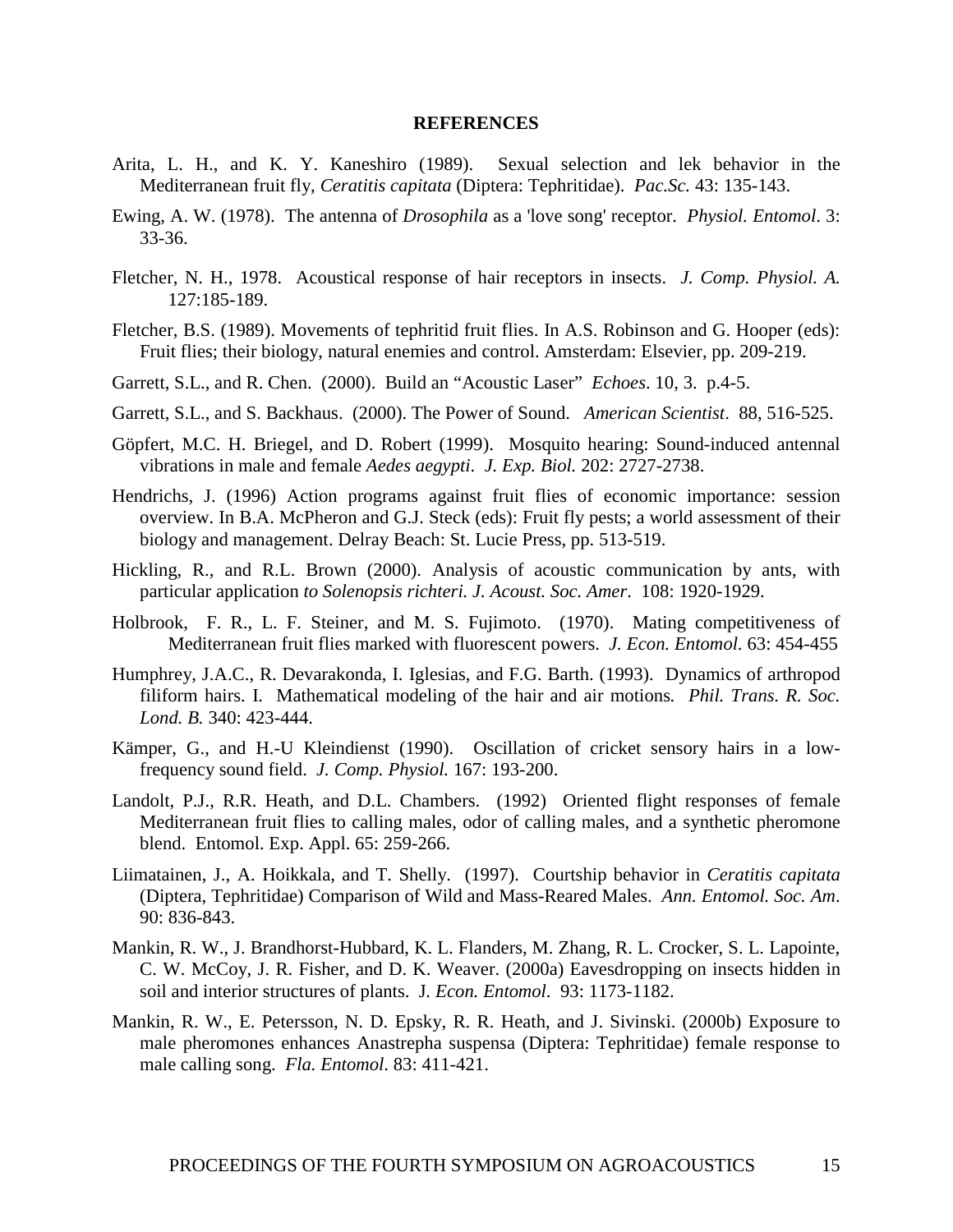## REFERENCES

Arita, L. H., and K. Y. Kaneshiro (1989). Sexual selection and lek behavior in the Mediterranean fruit fly, *Ceratitis capitata* (Diptera: Tephritidae). *Pac.Sc.* 43: 135-143.

Ewing, A. W. (1978). The antenna of *Drosophila* as a 'love song' receptor. *Physiol. Entomol*. 3: 33-36.

Fletcher, N. H., 1978. Acoustical response of hair receptors in insects. *J. Comp. Physiol. A.* 127:185-189.

Fletcher, B.S. (1989). Movements of tephritid fruit flies. In A.S. Robinson and G. Hooper (eds): Fruit flies; their biology, natural enemies and control. Amsterdam: Elsevier, pp. 209-219.

Garrett, S.L., and R. Chen. (2000). Build an "Acoustic Laser" *Echoes*. 10, 3. p.4-5.

Garrett, S.L., and S. Backhaus. (2000). The Power of Sound. *American Scientist*. 88, 516-525.

Göpfert, M.C. H. Briegel, and D. Robert (1999). Mosquito hearing: Sound-induced antennal vibrations in male and female *Aedes aegypti*. *J. Exp. Biol.* 202: 2727-2738.

Hendrichs, J. (1996) Action programs against fruit flies of economic importance: session overview. In B.A. McPheron and G.J. Steck (eds): Fruit fly pests; a world assessment of their biology and management. Delray Beach: St. Lucie Press, pp. 513-519.

Hickling, R., and R.L. Brown (2000). Analysis of acoustic communication by ants, with particular application *to Solenopsis richteri. J. Acoust. Soc. Amer*. 108: 1920-1929.

Holbrook, F. R., L. F. Steiner, and M. S. Fujimoto. (1970). Mating competitiveness of Mediterranean fruit flies marked with fluorescent powers. *J. Econ. Entomol.* 63: 454-455

Humphrey, J.A.C., R. Devarakonda, I. Iglesias, and F.G. Barth. (1993). Dynamics of arthropod filiform hairs. I. Mathematical modeling of the hair and air motions*. Phil. Trans. R. Soc. Lond. B.* 340: 423-444.

Kämper, G., and H.-U Kleindienst (1990). Oscillation of cricket sensory hairs in a low-frequency sound field. *J. Comp. Physiol.* 167: 193-200.

Landolt, P.J., R.R. Heath, and D.L. Chambers. (1992) Oriented flight responses of female Mediterranean fruit flies to calling males, odor of calling males, and a synthetic pheromone blend. Entomol. Exp. Appl. 65: 259-266.

Liimatainen, J., A. Hoikkala, and T. Shelly. (1997). Courtship behavior in *Ceratitis capitata* (Diptera, Tephritidae) Comparison of Wild and Mass-Reared Males. *Ann. Entomol. Soc. Am*. 90: 836-843.

Mankin, R. W., J. Brandhorst-Hubbard, K. L. Flanders, M. Zhang, R. L. Crocker, S. L. Lapointe, C. W. McCoy, J. R. Fisher, and D. K. Weaver. (2000a) Eavesdropping on insects hidden in soil and interior structures of plants. J. *Econ. Entomol*. 93: 1173-1182.

Mankin, R. W., E. Petersson, N. D. Epsky, R. R. Heath, and J. Sivinski. (2000b) Exposure to male pheromones enhances Anastrepha suspensa (Diptera: Tephritidae) female response to male calling song. *Fla. Entomol*. 83: 411-421.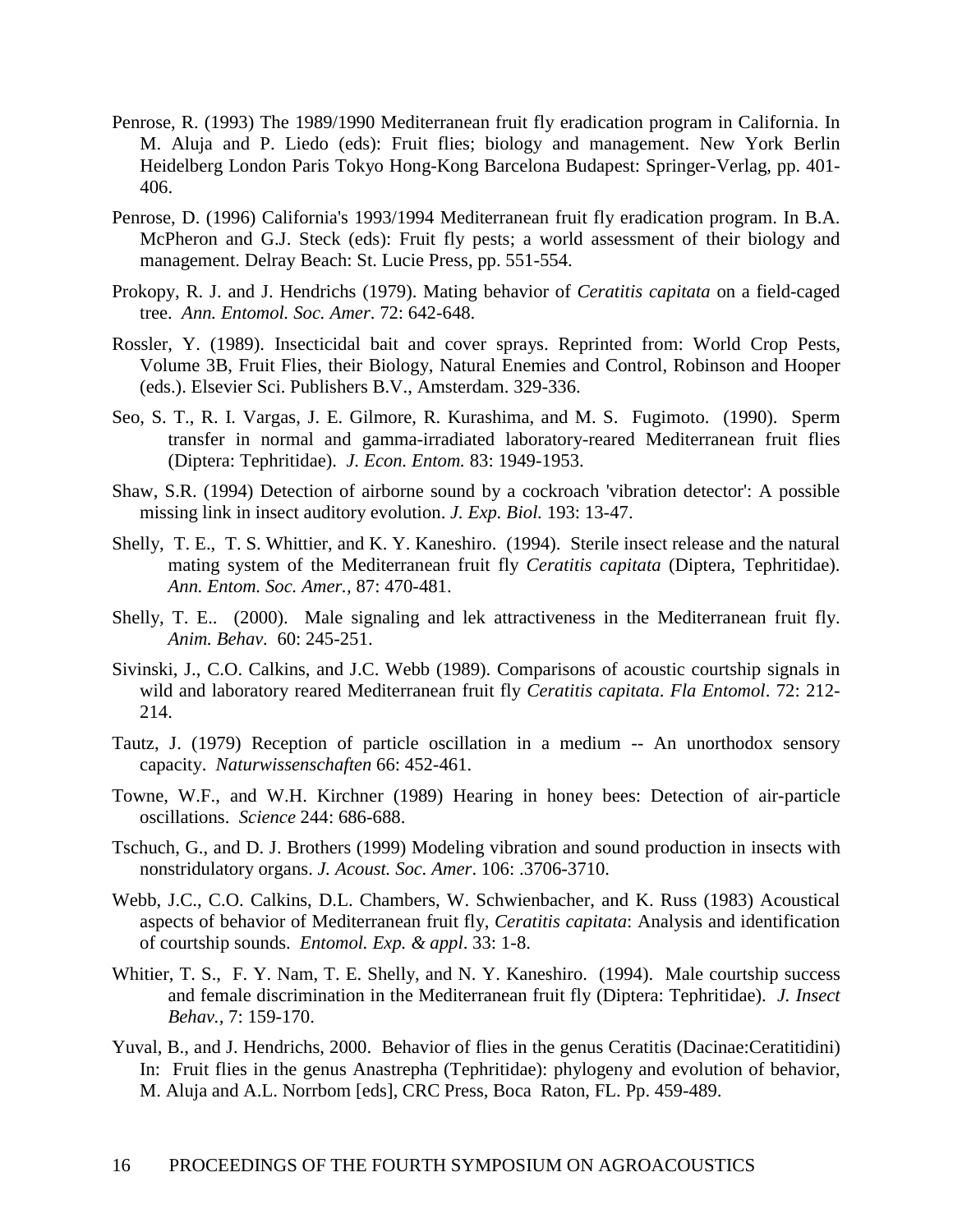Penrose, R. (1993) The 1989/1990 Mediterranean fruit fly eradication program in California. In M. Aluja and P. Liedo (eds): Fruit flies; biology and management. New York Berlin Heidelberg London Paris Tokyo Hong-Kong Barcelona Budapest: Springer-Verlag, pp. 401-406.

Penrose, D. (1996) California's 1993/1994 Mediterranean fruit fly eradication program. In B.A. McPheron and G.J. Steck (eds): Fruit fly pests; a world assessment of their biology and management. Delray Beach: St. Lucie Press, pp. 551-554.

Prokopy, R. J. and J. Hendrichs (1979). Mating behavior of *Ceratitis capitata* on a field-caged tree. *Ann. Entomol. Soc. Amer*. 72: 642-648.

Rossler, Y. (1989). Insecticidal bait and cover sprays. Reprinted from: World Crop Pests, Volume 3B, Fruit Flies, their Biology, Natural Enemies and Control, Robinson and Hooper (eds.). Elsevier Sci. Publishers B.V., Amsterdam. 329-336.

Seo, S. T., R. I. Vargas, J. E. Gilmore, R. Kurashima, and M. S. Fugimoto. (1990). Sperm transfer in normal and gamma-irradiated laboratory-reared Mediterranean fruit flies (Diptera: Tephritidae). *J. Econ. Entom.* 83: 1949-1953.

Shaw, S.R. (1994) Detection of airborne sound by a cockroach 'vibration detector': A possible missing link in insect auditory evolution. *J. Exp. Biol.* 193: 13-47.

Shelly, T. E., T. S. Whittier, and K. Y. Kaneshiro. (1994). Sterile insect release and the natural mating system of the Mediterranean fruit fly *Ceratitis capitata* (Diptera, Tephritidae). *Ann. Entom. Soc. Amer.*, 87: 470-481.

Shelly, T. E.. (2000). Male signaling and lek attractiveness in the Mediterranean fruit fly. *Anim. Behav.* 60: 245-251.

Sivinski, J., C.O. Calkins, and J.C. Webb (1989). Comparisons of acoustic courtship signals in wild and laboratory reared Mediterranean fruit fly *Ceratitis capitata*. *Fla Entomol*. 72: 212-214.

Tautz, J. (1979) Reception of particle oscillation in a medium -- An unorthodox sensory capacity. *Naturwissenschaften* 66: 452-461.

Towne, W.F., and W.H. Kirchner (1989) Hearing in honey bees: Detection of air-particle oscillations. *Science* 244: 686-688.

Tschuch, G., and D. J. Brothers (1999) Modeling vibration and sound production in insects with nonstridulatory organs. *J. Acoust. Soc. Amer*. 106: .3706-3710.

Webb, J.C., C.O. Calkins, D.L. Chambers, W. Schwienbacher, and K. Russ (1983) Acoustical aspects of behavior of Mediterranean fruit fly, *Ceratitis capitata*: Analysis and identification of courtship sounds. *Entomol. Exp. & appl*. 33: 1-8.

Whitier, T. S., F. Y. Nam, T. E. Shelly, and N. Y. Kaneshiro. (1994). Male courtship success and female discrimination in the Mediterranean fruit fly (Diptera: Tephritidae). *J. Insect Behav.*, 7: 159-170.

Yuval, B., and J. Hendrichs, 2000. Behavior of flies in the genus Ceratitis (Dacinae:Ceratitidini) In: Fruit flies in the genus Anastrepha (Tephritidae): phylogeny and evolution of behavior, M. Aluja and A.L. Norrbom [eds], CRC Press, Boca Raton, FL. Pp. 459-489.